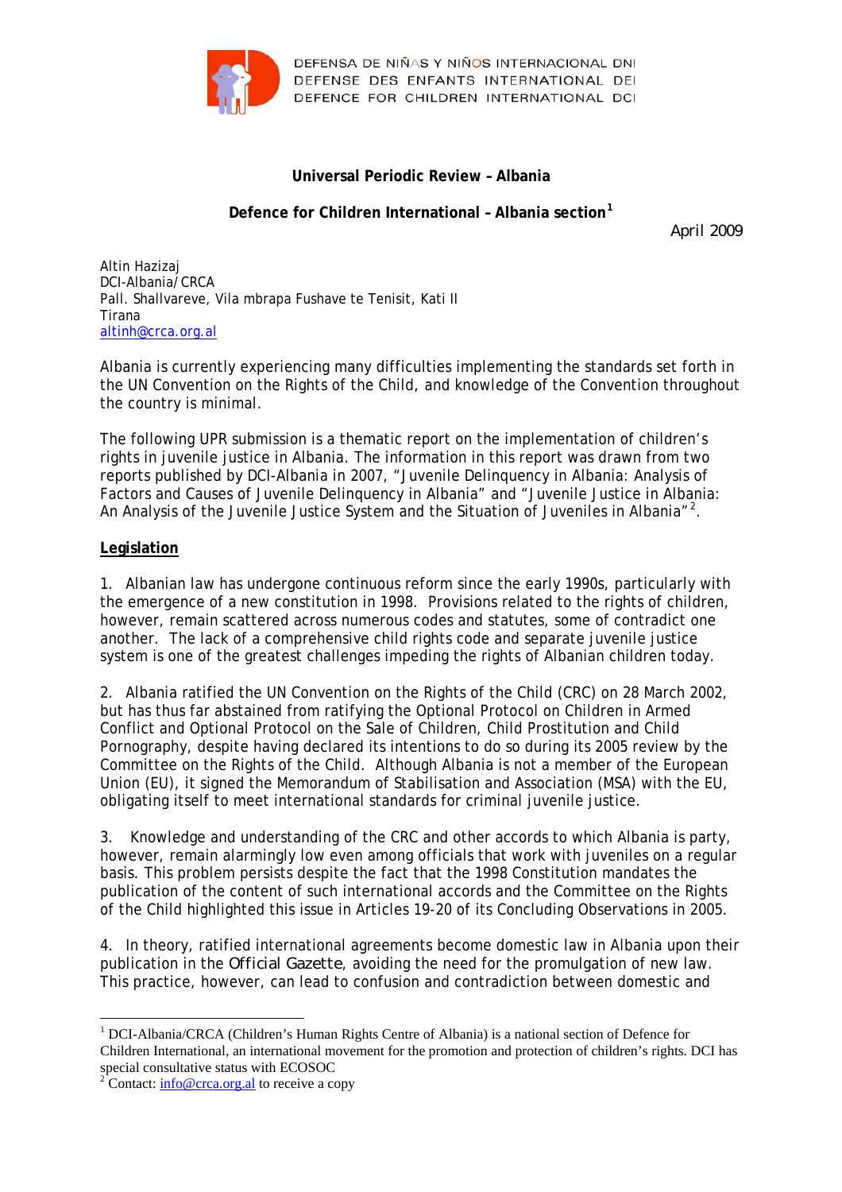DEFENSA DE NIÑAS Y NIÑOS INTERNACIONAL DNI
DEFENSE DES ENFANTS INTERNATIONAL DEI
DEFENCE FOR CHILDREN INTERNATIONAL DCI

**Universal Periodic Review – Albania**

**Defence for Children International – Albania section**[1]

April 2009

Altin Hazizaj
DCI-Albania/CRCA
Pall. Shallvareve, Vila mbrapa Fushave te Tenisit, Kati II
Tirana
altinh@crca.org.al

Albania is currently experiencing many difficulties implementing the standards set forth in the UN Convention on the Rights of the Child, and knowledge of the Convention throughout the country is minimal.

The following UPR submission is a thematic report on the implementation of children's rights in juvenile justice in Albania. The information in this report was drawn from two reports published by DCI-Albania in 2007, "Juvenile Delinquency in Albania: Analysis of Factors and Causes of Juvenile Delinquency in Albania" and "Juvenile Justice in Albania: An Analysis of the Juvenile Justice System and the Situation of Juveniles in Albania"[2].

**Legislation**

1. Albanian law has undergone continuous reform since the early 1990s, particularly with the emergence of a new constitution in 1998. Provisions related to the rights of children, however, remain scattered across numerous codes and statutes, some of contradict one another. The lack of a comprehensive child rights code and separate juvenile justice system is one of the greatest challenges impeding the rights of Albanian children today.

2. Albania ratified the UN Convention on the Rights of the Child (CRC) on 28 March 2002, but has thus far abstained from ratifying the Optional Protocol on Children in Armed Conflict and Optional Protocol on the Sale of Children, Child Prostitution and Child Pornography, despite having declared its intentions to do so during its 2005 review by the Committee on the Rights of the Child. Although Albania is not a member of the European Union (EU), it signed the Memorandum of Stabilisation and Association (MSA) with the EU, obligating itself to meet international standards for criminal juvenile justice.

3. Knowledge and understanding of the CRC and other accords to which Albania is party, however, remain alarmingly low even among officials that work with juveniles on a regular basis. This problem persists despite the fact that the 1998 Constitution mandates the publication of the content of such international accords and the Committee on the Rights of the Child highlighted this issue in Articles 19-20 of its Concluding Observations in 2005.

4. In theory, ratified international agreements become domestic law in Albania upon their publication in the *Official Gazette*, avoiding the need for the promulgation of new law. This practice, however, can lead to confusion and contradiction between domestic and

[1] DCI-Albania/CRCA (Children's Human Rights Centre of Albania) is a national section of Defence for Children International, an international movement for the promotion and protection of children's rights. DCI has special consultative status with ECOSOC

[2] Contact: info@crca.org.al to receive a copy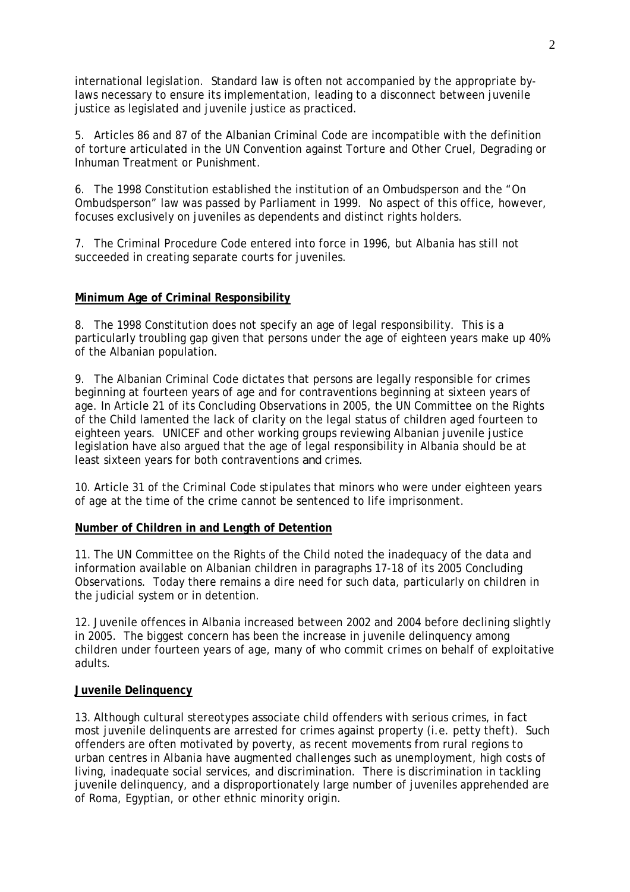international legislation. Standard law is often not accompanied by the appropriate by-laws necessary to ensure its implementation, leading to a disconnect between juvenile justice as legislated and juvenile justice as practiced.

5. Articles 86 and 87 of the Albanian Criminal Code are incompatible with the definition of torture articulated in the UN Convention against Torture and Other Cruel, Degrading or Inhuman Treatment or Punishment.

6. The 1998 Constitution established the institution of an Ombudsperson and the "On Ombudsperson" law was passed by Parliament in 1999. No aspect of this office, however, focuses exclusively on juveniles as dependents and distinct rights holders.

7. The Criminal Procedure Code entered into force in 1996, but Albania has still not succeeded in creating separate courts for juveniles.

**Minimum Age of Criminal Responsibility**

8. The 1998 Constitution does not specify an age of legal responsibility. This is a particularly troubling gap given that persons under the age of eighteen years make up 40% of the Albanian population.

9. The Albanian Criminal Code dictates that persons are legally responsible for crimes beginning at fourteen years of age and for contraventions beginning at sixteen years of age. In Article 21 of its Concluding Observations in 2005, the UN Committee on the Rights of the Child lamented the lack of clarity on the legal status of children aged fourteen to eighteen years. UNICEF and other working groups reviewing Albanian juvenile justice legislation have also argued that the age of legal responsibility in Albania should be at least sixteen years for both contraventions and crimes.

10. Article 31 of the Criminal Code stipulates that minors who were under eighteen years of age at the time of the crime cannot be sentenced to life imprisonment.

**Number of Children in and Length of Detention**

11. The UN Committee on the Rights of the Child noted the inadequacy of the data and information available on Albanian children in paragraphs 17-18 of its 2005 Concluding Observations. Today there remains a dire need for such data, particularly on children in the judicial system or in detention.

12. Juvenile offences in Albania increased between 2002 and 2004 before declining slightly in 2005. The biggest concern has been the increase in juvenile delinquency among children under fourteen years of age, many of who commit crimes on behalf of exploitative adults.

**Juvenile Delinquency**

13. Although cultural stereotypes associate child offenders with serious crimes, in fact most juvenile delinquents are arrested for crimes against property (i.e. petty theft). Such offenders are often motivated by poverty, as recent movements from rural regions to urban centres in Albania have augmented challenges such as unemployment, high costs of living, inadequate social services, and discrimination. There is discrimination in tackling juvenile delinquency, and a disproportionately large number of juveniles apprehended are of Roma, Egyptian, or other ethnic minority origin.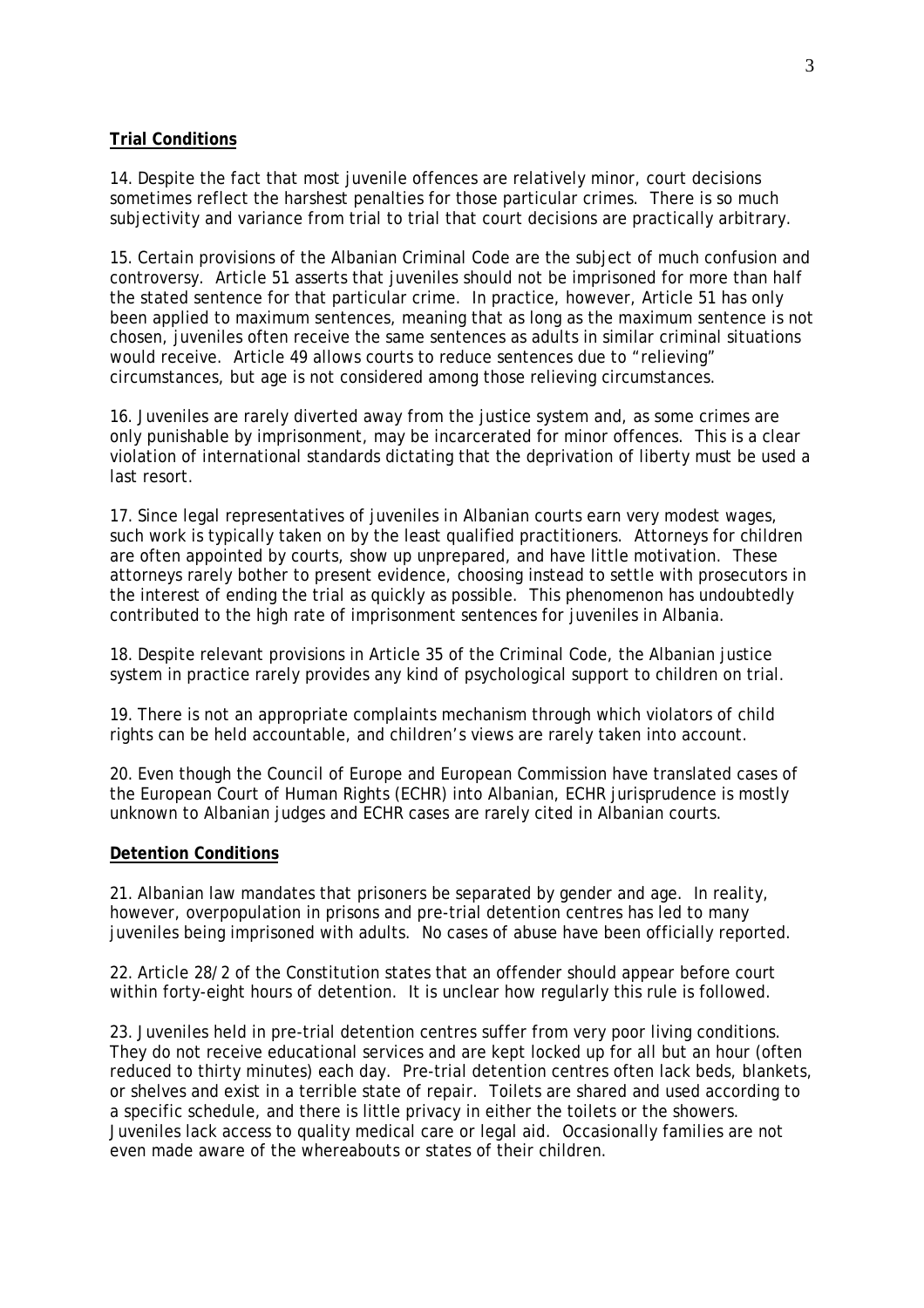**Trial Conditions**

14. Despite the fact that most juvenile offences are relatively minor, court decisions sometimes reflect the harshest penalties for those particular crimes. There is so much subjectivity and variance from trial to trial that court decisions are practically arbitrary.

15. Certain provisions of the Albanian Criminal Code are the subject of much confusion and controversy. Article 51 asserts that juveniles should not be imprisoned for more than half the stated sentence for that particular crime. In practice, however, Article 51 has only been applied to maximum sentences, meaning that as long as the maximum sentence is not chosen, juveniles often receive the same sentences as adults in similar criminal situations would receive. Article 49 allows courts to reduce sentences due to "relieving" circumstances, but age is not considered among those relieving circumstances.

16. Juveniles are rarely diverted away from the justice system and, as some crimes are only punishable by imprisonment, may be incarcerated for minor offences. This is a clear violation of international standards dictating that the deprivation of liberty must be used a last resort.

17. Since legal representatives of juveniles in Albanian courts earn very modest wages, such work is typically taken on by the least qualified practitioners. Attorneys for children are often appointed by courts, show up unprepared, and have little motivation. These attorneys rarely bother to present evidence, choosing instead to settle with prosecutors in the interest of ending the trial as quickly as possible. This phenomenon has undoubtedly contributed to the high rate of imprisonment sentences for juveniles in Albania.

18. Despite relevant provisions in Article 35 of the Criminal Code, the Albanian justice system in practice rarely provides any kind of psychological support to children on trial.

19. There is not an appropriate complaints mechanism through which violators of child rights can be held accountable, and children's views are rarely taken into account.

20. Even though the Council of Europe and European Commission have translated cases of the European Court of Human Rights (ECHR) into Albanian, ECHR jurisprudence is mostly unknown to Albanian judges and ECHR cases are rarely cited in Albanian courts.

**Detention Conditions**

21. Albanian law mandates that prisoners be separated by gender and age. In reality, however, overpopulation in prisons and pre-trial detention centres has led to many juveniles being imprisoned with adults. No cases of abuse have been officially reported.

22. Article 28/2 of the Constitution states that an offender should appear before court within forty-eight hours of detention. It is unclear how regularly this rule is followed.

23. Juveniles held in pre-trial detention centres suffer from very poor living conditions. They do not receive educational services and are kept locked up for all but an hour (often reduced to thirty minutes) each day. Pre-trial detention centres often lack beds, blankets, or shelves and exist in a terrible state of repair. Toilets are shared and used according to a specific schedule, and there is little privacy in either the toilets or the showers. Juveniles lack access to quality medical care or legal aid. Occasionally families are not even made aware of the whereabouts or states of their children.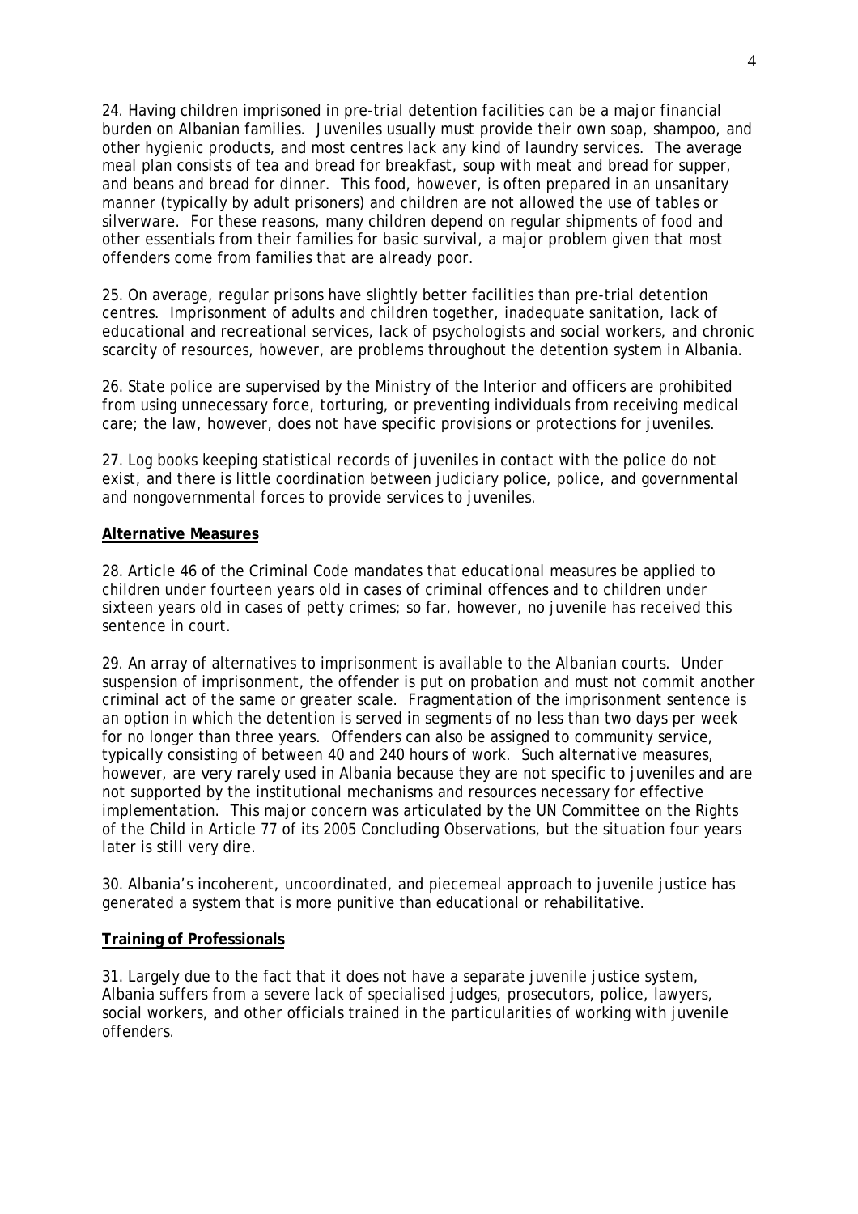24. Having children imprisoned in pre-trial detention facilities can be a major financial burden on Albanian families. Juveniles usually must provide their own soap, shampoo, and other hygienic products, and most centres lack any kind of laundry services. The average meal plan consists of tea and bread for breakfast, soup with meat and bread for supper, and beans and bread for dinner. This food, however, is often prepared in an unsanitary manner (typically by adult prisoners) and children are not allowed the use of tables or silverware. For these reasons, many children depend on regular shipments of food and other essentials from their families for basic survival, a major problem given that most offenders come from families that are already poor.

25. On average, regular prisons have slightly better facilities than pre-trial detention centres. Imprisonment of adults and children together, inadequate sanitation, lack of educational and recreational services, lack of psychologists and social workers, and chronic scarcity of resources, however, are problems throughout the detention system in Albania.

26. State police are supervised by the Ministry of the Interior and officers are prohibited from using unnecessary force, torturing, or preventing individuals from receiving medical care; the law, however, does not have specific provisions or protections for juveniles.

27. Log books keeping statistical records of juveniles in contact with the police do not exist, and there is little coordination between judiciary police, police, and governmental and nongovernmental forces to provide services to juveniles.

**Alternative Measures**

28. Article 46 of the Criminal Code mandates that educational measures be applied to children under fourteen years old in cases of criminal offences and to children under sixteen years old in cases of petty crimes; so far, however, no juvenile has received this sentence in court.

29. An array of alternatives to imprisonment is available to the Albanian courts. Under suspension of imprisonment, the offender is put on probation and must not commit another criminal act of the same or greater scale. Fragmentation of the imprisonment sentence is an option in which the detention is served in segments of no less than two days per week for no longer than three years. Offenders can also be assigned to community service, typically consisting of between 40 and 240 hours of work. Such alternative measures, however, are *very rarely* used in Albania because they are not specific to juveniles and are not supported by the institutional mechanisms and resources necessary for effective implementation. This major concern was articulated by the UN Committee on the Rights of the Child in Article 77 of its 2005 Concluding Observations, but the situation four years later is still very dire.

30. Albania's incoherent, uncoordinated, and piecemeal approach to juvenile justice has generated a system that is more punitive than educational or rehabilitative.

**Training of Professionals**

31. Largely due to the fact that it does not have a separate juvenile justice system, Albania suffers from a severe lack of specialised judges, prosecutors, police, lawyers, social workers, and other officials trained in the particularities of working with juvenile offenders.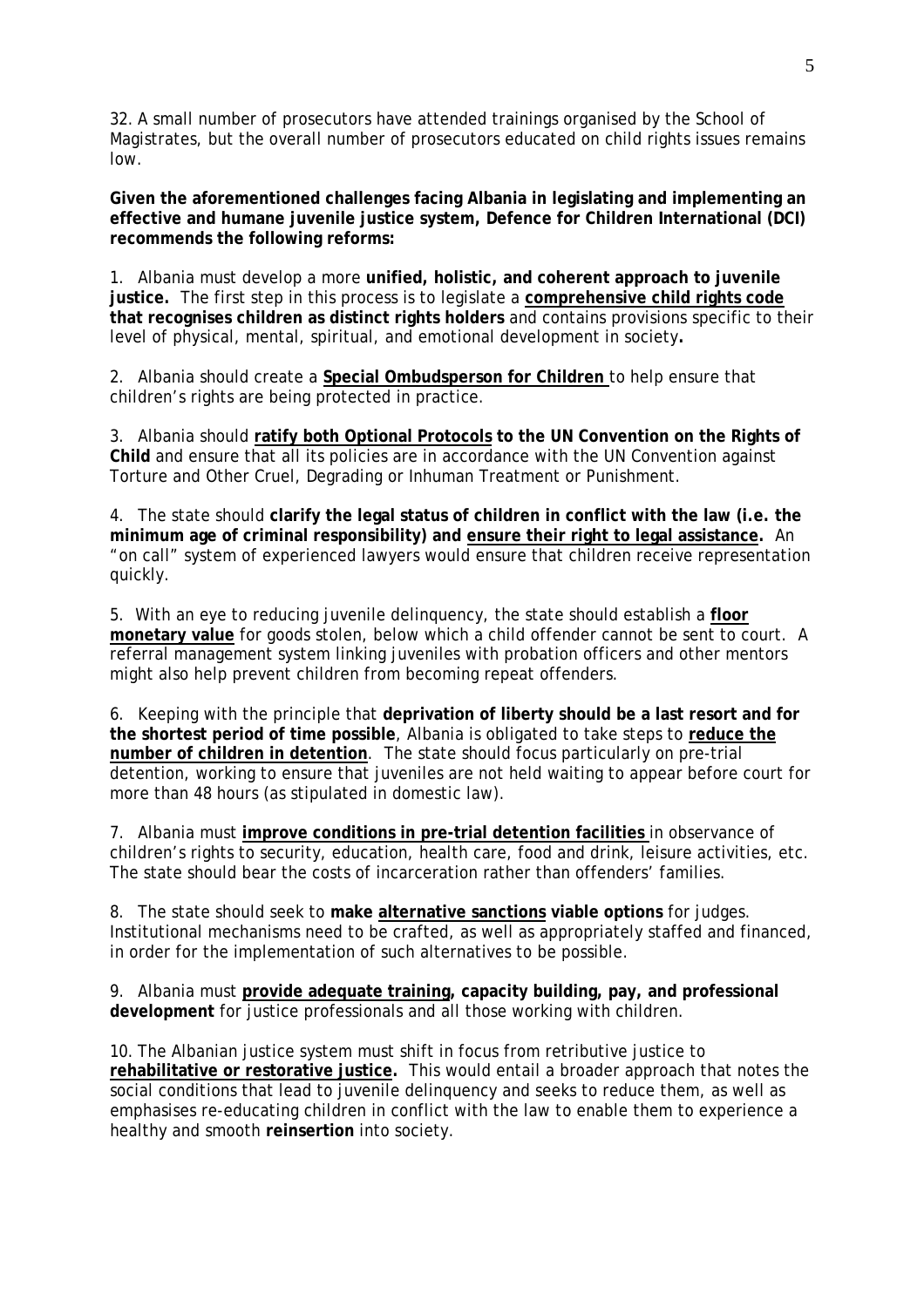32. A small number of prosecutors have attended trainings organised by the School of Magistrates, but the overall number of prosecutors educated on child rights issues remains low.

**Given the aforementioned challenges facing Albania in legislating and implementing an effective and humane juvenile justice system, Defence for Children International (DCI) recommends the following reforms:**

1. Albania must develop a more **unified, holistic, and coherent approach to juvenile justice.** The first step in this process is to legislate a **comprehensive child rights code that recognises children as distinct rights holders** and contains provisions specific to their level of physical, mental, spiritual, and emotional development in society**.**

2. Albania should create a **Special Ombudsperson for Children** to help ensure that children's rights are being protected in practice.

3. Albania should **ratify both Optional Protocols to the UN Convention on the Rights of Child** and ensure that all its policies are in accordance with the UN Convention against Torture and Other Cruel, Degrading or Inhuman Treatment or Punishment.

4. The state should **clarify the legal status of children in conflict with the law (i.e. the minimum age of criminal responsibility) and ensure their right to legal assistance.** An "on call" system of experienced lawyers would ensure that children receive representation quickly.

5. With an eye to reducing juvenile delinquency, the state should establish a **floor monetary value** for goods stolen, below which a child offender cannot be sent to court. A referral management system linking juveniles with probation officers and other mentors might also help prevent children from becoming repeat offenders.

6. Keeping with the principle that **deprivation of liberty should be a last resort and for the shortest period of time possible**, Albania is obligated to take steps to **reduce the number of children in detention**. The state should focus particularly on pre-trial detention, working to ensure that juveniles are not held waiting to appear before court for more than 48 hours (as stipulated in domestic law).

7. Albania must **improve conditions in pre-trial detention facilities** in observance of children's rights to security, education, health care, food and drink, leisure activities, etc. The state should bear the costs of incarceration rather than offenders' families.

8. The state should seek to **make alternative sanctions viable options** for judges. Institutional mechanisms need to be crafted, as well as appropriately staffed and financed, in order for the implementation of such alternatives to be possible.

9. Albania must **provide adequate training, capacity building, pay, and professional development** for justice professionals and all those working with children.

10. The Albanian justice system must shift in focus from retributive justice to **rehabilitative or restorative justice.** This would entail a broader approach that notes the social conditions that lead to juvenile delinquency and seeks to reduce them, as well as emphasises re-educating children in conflict with the law to enable them to experience a healthy and smooth **reinsertion** into society.